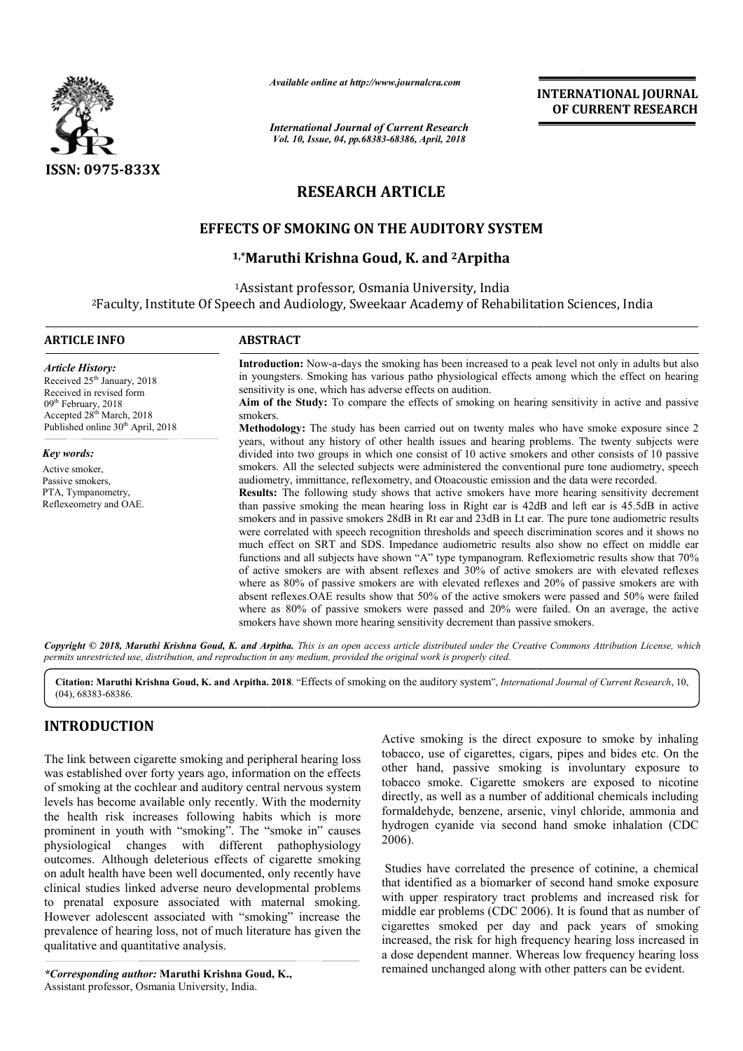*Available online at http://www.journalcra.com*

*International Journal of Current Research*
*Vol. 10, Issue, 04, pp.68383-68386, April, 2018*

**ISSN: 0975-833X**

**INTERNATIONAL JOURNAL OF CURRENT RESEARCH**

# RESEARCH ARTICLE

## EFFECTS OF SMOKING ON THE AUDITORY SYSTEM

### [1,*]Maruthi Krishna Goud, K. and [2]Arpitha

[1]Assistant professor, Osmania University, India
[2]Faculty, Institute Of Speech and Audiology, Sweekaar Academy of Rehabilitation Sciences, India

**ARTICLE INFO**

*Article History:*
Received 25th January, 2018
Received in revised form 09th February, 2018
Accepted 28th March, 2018
Published online 30th April, 2018

*Key words:*
Active smoker,
Passive smokers,
PTA, Tympanometry,
Reflexeometry and OAE.

**ABSTRACT**

**Introduction:** Now-a-days the smoking has been increased to a peak level not only in adults but also in youngsters. Smoking has various patho physiological effects among which the effect on hearing sensitivity is one, which has adverse effects on audition.

**Aim of the Study:** To compare the effects of smoking on hearing sensitivity in active and passive smokers.

**Methodology:** The study has been carried out on twenty males who have smoke exposure since 2 years, without any history of other health issues and hearing problems. The twenty subjects were divided into two groups in which one consist of 10 active smokers and other consists of 10 passive smokers. All the selected subjects were administered the conventional pure tone audiometry, speech audiometry, immittance, reflexometry, and Otoacoustic emission and the data were recorded.

**Results:** The following study shows that active smokers have more hearing sensitivity decrement than passive smoking the mean hearing loss in Right ear is 42dB and left ear is 45.5dB in active smokers and in passive smokers 28dB in Rt ear and 23dB in Lt ear. The pure tone audiometric results were correlated with speech recognition thresholds and speech discrimination scores and it shows no much effect on SRT and SDS. Impedance audiometric results also show no effect on middle ear functions and all subjects have shown "A" type tympanogram. Reflexiometric results show that 70% of active smokers are with absent reflexes and 30% of active smokers are with elevated reflexes where as 80% of passive smokers are with elevated reflexes and 20% of passive smokers are with absent reflexes.OAE results show that 50% of the active smokers were passed and 50% were failed where as 80% of passive smokers were passed and 20% were failed. On an average, the active smokers have shown more hearing sensitivity decrement than passive smokers.

*Copyright © 2018, Maruthi Krishna Goud, K. and Arpitha. This is an open access article distributed under the Creative Commons Attribution License, which permits unrestricted use, distribution, and reproduction in any medium, provided the original work is properly cited.*

**Citation: Maruthi Krishna Goud, K. and Arpitha. 2018**. "Effects of smoking on the auditory system", *International Journal of Current Research*, 10, (04), 68383-68386.

## INTRODUCTION

The link between cigarette smoking and peripheral hearing loss was established over forty years ago, information on the effects of smoking at the cochlear and auditory central nervous system levels has become available only recently. With the modernity the health risk increases following habits which is more prominent in youth with "smoking". The "smoke in" causes physiological changes with different pathophysiology outcomes. Although deleterious effects of cigarette smoking on adult health have been well documented, only recently have clinical studies linked adverse neuro developmental problems to prenatal exposure associated with maternal smoking. However adolescent associated with "smoking" increase the prevalence of hearing loss, not of much literature has given the qualitative and quantitative analysis.

Active smoking is the direct exposure to smoke by inhaling tobacco, use of cigarettes, cigars, pipes and bides etc. On the other hand, passive smoking is involuntary exposure to tobacco smoke. Cigarette smokers are exposed to nicotine directly, as well as a number of additional chemicals including formaldehyde, benzene, arsenic, vinyl chloride, ammonia and hydrogen cyanide via second hand smoke inhalation (CDC 2006).

Studies have correlated the presence of cotinine, a chemical that identified as a biomarker of second hand smoke exposure with upper respiratory tract problems and increased risk for middle ear problems (CDC 2006). It is found that as number of cigarettes smoked per day and pack years of smoking increased, the risk for high frequency hearing loss increased in a dose dependent manner. Whereas low frequency hearing loss remained unchanged along with other patters can be evident.

**\*Corresponding author: Maruthi Krishna Goud, K.,**
Assistant professor, Osmania University, India.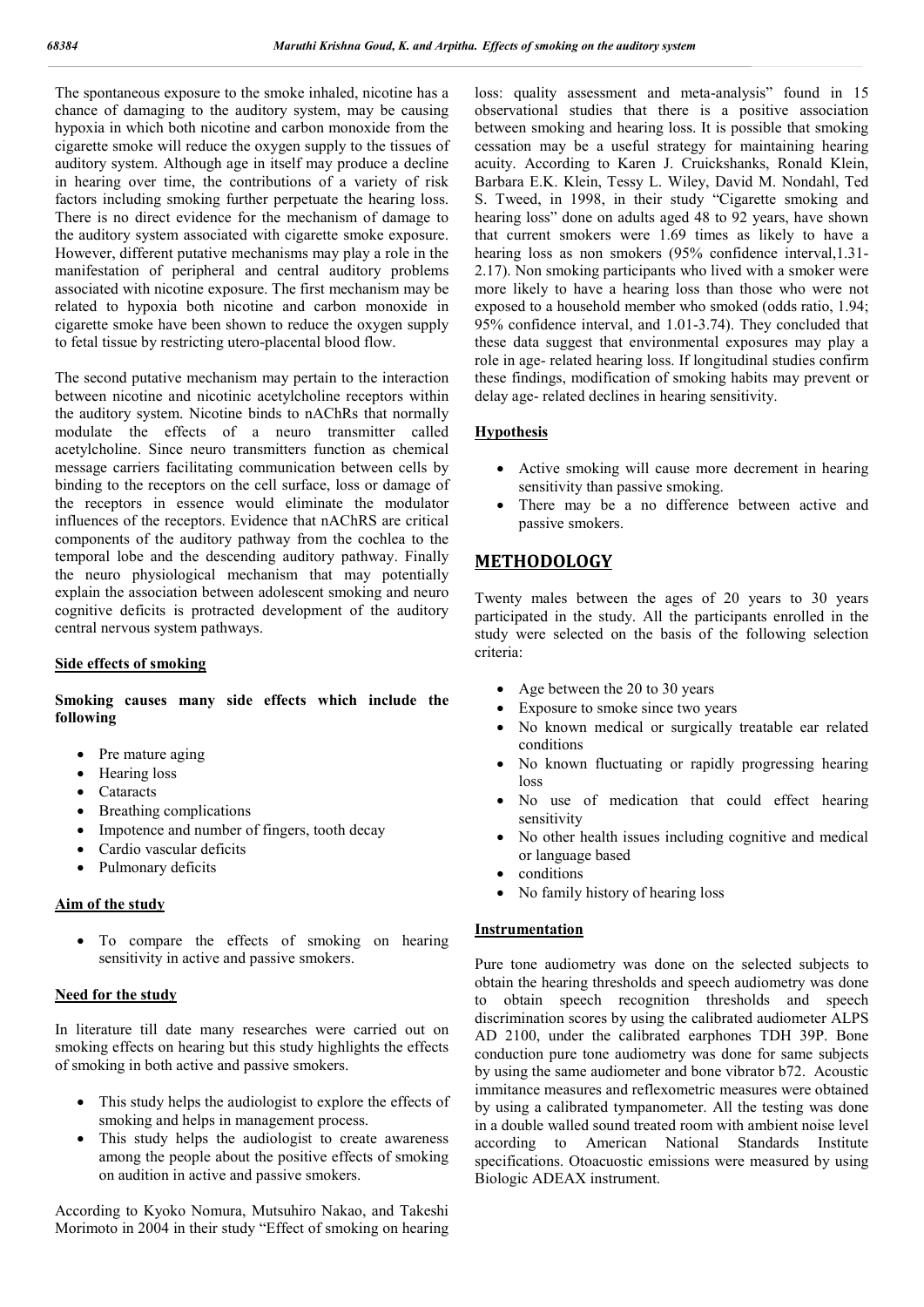The spontaneous exposure to the smoke inhaled, nicotine has a chance of damaging to the auditory system, may be causing hypoxia in which both nicotine and carbon monoxide from the cigarette smoke will reduce the oxygen supply to the tissues of auditory system. Although age in itself may produce a decline in hearing over time, the contributions of a variety of risk factors including smoking further perpetuate the hearing loss. There is no direct evidence for the mechanism of damage to the auditory system associated with cigarette smoke exposure. However, different putative mechanisms may play a role in the manifestation of peripheral and central auditory problems associated with nicotine exposure. The first mechanism may be related to hypoxia both nicotine and carbon monoxide in cigarette smoke have been shown to reduce the oxygen supply to fetal tissue by restricting utero-placental blood flow.

The second putative mechanism may pertain to the interaction between nicotine and nicotinic acetylcholine receptors within the auditory system. Nicotine binds to nAChRs that normally modulate the effects of a neuro transmitter called acetylcholine. Since neuro transmitters function as chemical message carriers facilitating communication between cells by binding to the receptors on the cell surface, loss or damage of the receptors in essence would eliminate the modulator influences of the receptors. Evidence that nAChRS are critical components of the auditory pathway from the cochlea to the temporal lobe and the descending auditory pathway. Finally the neuro physiological mechanism that may potentially explain the association between adolescent smoking and neuro cognitive deficits is protracted development of the auditory central nervous system pathways.

## Side effects of smoking

**Smoking causes many side effects which include the following**

- Pre mature aging
- Hearing loss
- Cataracts
- Breathing complications
- Impotence and number of fingers, tooth decay
- Cardio vascular deficits
- Pulmonary deficits

## Aim of the study

- To compare the effects of smoking on hearing sensitivity in active and passive smokers.

## Need for the study

In literature till date many researches were carried out on smoking effects on hearing but this study highlights the effects of smoking in both active and passive smokers.

- This study helps the audiologist to explore the effects of smoking and helps in management process.
- This study helps the audiologist to create awareness among the people about the positive effects of smoking on audition in active and passive smokers.

According to Kyoko Nomura, Mutsuhiro Nakao, and Takeshi Morimoto in 2004 in their study "Effect of smoking on hearing loss: quality assessment and meta-analysis" found in 15 observational studies that there is a positive association between smoking and hearing loss. It is possible that smoking cessation may be a useful strategy for maintaining hearing acuity. According to Karen J. Cruickshanks, Ronald Klein, Barbara E.K. Klein, Tessy L. Wiley, David M. Nondahl, Ted S. Tweed, in 1998, in their study "Cigarette smoking and hearing loss" done on adults aged 48 to 92 years, have shown that current smokers were 1.69 times as likely to have a hearing loss as non smokers (95% confidence interval,1.31-2.17). Non smoking participants who lived with a smoker were more likely to have a hearing loss than those who were not exposed to a household member who smoked (odds ratio, 1.94; 95% confidence interval, and 1.01-3.74). They concluded that these data suggest that environmental exposures may play a role in age- related hearing loss. If longitudinal studies confirm these findings, modification of smoking habits may prevent or delay age- related declines in hearing sensitivity.

## Hypothesis

- Active smoking will cause more decrement in hearing sensitivity than passive smoking.
- There may be a no difference between active and passive smokers.

# METHODOLOGY

Twenty males between the ages of 20 years to 30 years participated in the study. All the participants enrolled in the study were selected on the basis of the following selection criteria:

- Age between the 20 to 30 years
- Exposure to smoke since two years
- No known medical or surgically treatable ear related conditions
- No known fluctuating or rapidly progressing hearing loss
- No use of medication that could effect hearing sensitivity
- No other health issues including cognitive and medical or language based
- conditions
- No family history of hearing loss

## Instrumentation

Pure tone audiometry was done on the selected subjects to obtain the hearing thresholds and speech audiometry was done to obtain speech recognition thresholds and speech discrimination scores by using the calibrated audiometer ALPS AD 2100, under the calibrated earphones TDH 39P. Bone conduction pure tone audiometry was done for same subjects by using the same audiometer and bone vibrator b72. Acoustic immitance measures and reflexometric measures were obtained by using a calibrated tympanometer. All the testing was done in a double walled sound treated room with ambient noise level according to American National Standards Institute specifications. Otoacuostic emissions were measured by using Biologic ADEAX instrument.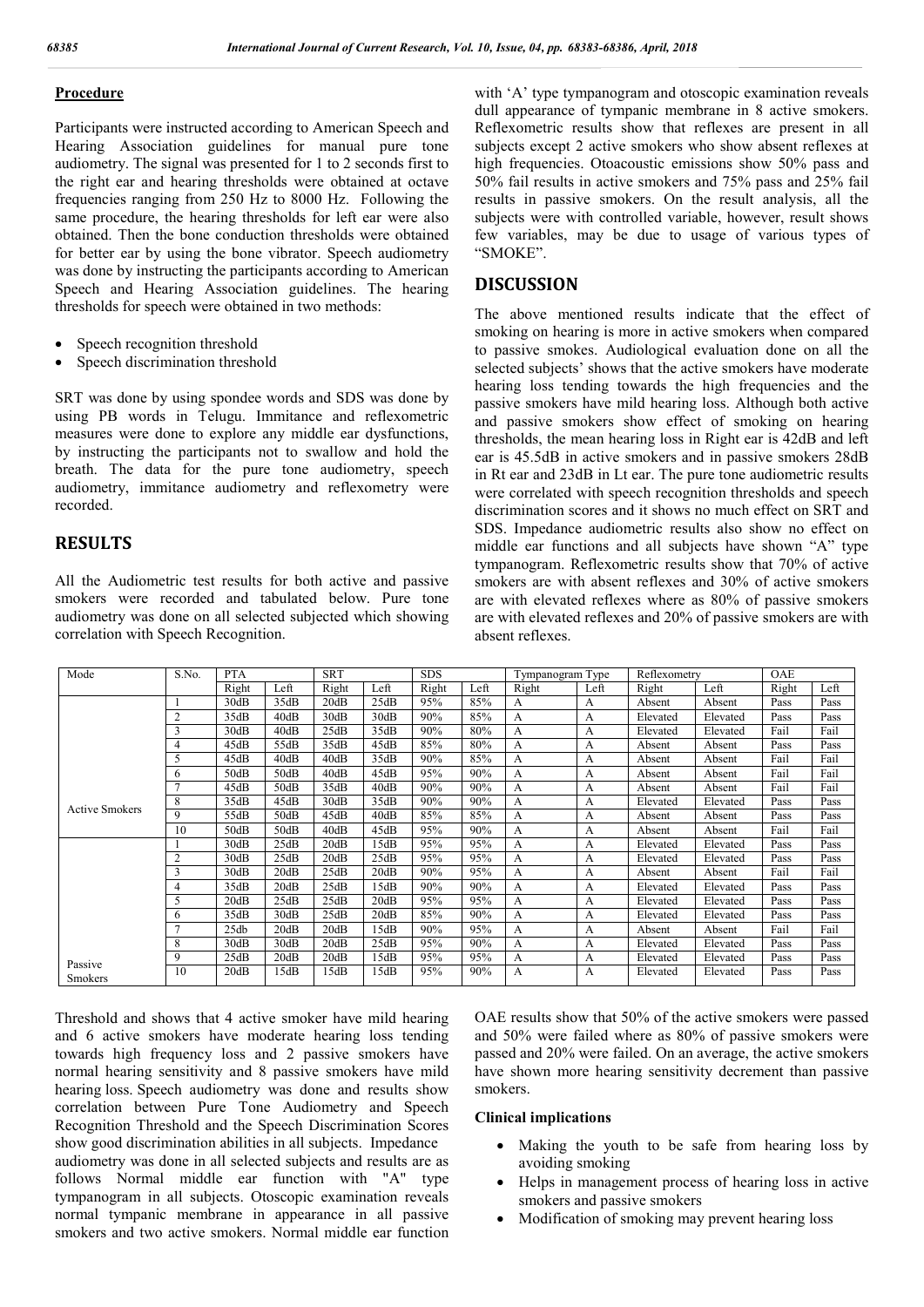## Procedure

Participants were instructed according to American Speech and Hearing Association guidelines for manual pure tone audiometry. The signal was presented for 1 to 2 seconds first to the right ear and hearing thresholds were obtained at octave frequencies ranging from 250 Hz to 8000 Hz. Following the same procedure, the hearing thresholds for left ear were also obtained. Then the bone conduction thresholds were obtained for better ear by using the bone vibrator. Speech audiometry was done by instructing the participants according to American Speech and Hearing Association guidelines. The hearing thresholds for speech were obtained in two methods:

- Speech recognition threshold
- Speech discrimination threshold

SRT was done by using spondee words and SDS was done by using PB words in Telugu. Immitance and reflexometric measures were done to explore any middle ear dysfunctions, by instructing the participants not to swallow and hold the breath. The data for the pure tone audiometry, speech audiometry, immitance audiometry and reflexometry were recorded.

## RESULTS

All the Audiometric test results for both active and passive smokers were recorded and tabulated below. Pure tone audiometry was done on all selected subjected which showing correlation with Speech Recognition.

| Mode | S.No. | PTA | | SRT | | SDS | | Tympanogram Type | | Reflexometry | | OAE | |
|---|---|---|---|---|---|---|---|---|---|---|---|---|---|
| | | Right | Left | Right | Left | Right | Left | Right | Left | Right | Left | Right | Left |
| Active Smokers | 1 | 30dB | 35dB | 20dB | 25dB | 95% | 85% | A | A | Absent | Absent | Pass | Pass |
| | 2 | 35dB | 40dB | 30dB | 30dB | 90% | 85% | A | A | Elevated | Elevated | Pass | Pass |
| | 3 | 30dB | 40dB | 25dB | 35dB | 90% | 80% | A | A | Elevated | Elevated | Fail | Fail |
| | 4 | 45dB | 55dB | 35dB | 45dB | 85% | 80% | A | A | Absent | Absent | Pass | Pass |
| | 5 | 45dB | 40dB | 40dB | 35dB | 90% | 85% | A | A | Absent | Absent | Fail | Fail |
| | 6 | 50dB | 50dB | 40dB | 45dB | 95% | 90% | A | A | Absent | Absent | Fail | Fail |
| | 7 | 45dB | 50dB | 35dB | 40dB | 90% | 90% | A | A | Absent | Absent | Fail | Fail |
| | 8 | 35dB | 45dB | 30dB | 35dB | 90% | 90% | A | A | Elevated | Elevated | Pass | Pass |
| | 9 | 55dB | 50dB | 45dB | 40dB | 85% | 85% | A | A | Absent | Absent | Pass | Pass |
| | 10 | 50dB | 50dB | 40dB | 45dB | 95% | 90% | A | A | Absent | Absent | Fail | Fail |
| Passive Smokers | 1 | 30dB | 25dB | 20dB | 15dB | 95% | 95% | A | A | Elevated | Elevated | Pass | Pass |
| | 2 | 30dB | 25dB | 20dB | 25dB | 95% | 95% | A | A | Elevated | Elevated | Pass | Pass |
| | 3 | 30dB | 20dB | 25dB | 20dB | 90% | 95% | A | A | Absent | Absent | Fail | Fail |
| | 4 | 35dB | 20dB | 25dB | 15dB | 90% | 90% | A | A | Elevated | Elevated | Pass | Pass |
| | 5 | 20dB | 25dB | 25dB | 20dB | 95% | 95% | A | A | Elevated | Elevated | Pass | Pass |
| | 6 | 35dB | 30dB | 25dB | 20dB | 85% | 90% | A | A | Elevated | Elevated | Pass | Pass |
| | 7 | 25db | 20dB | 20dB | 15dB | 90% | 95% | A | A | Absent | Absent | Fail | Fail |
| | 8 | 30dB | 30dB | 20dB | 25dB | 95% | 90% | A | A | Elevated | Elevated | Pass | Pass |
| | 9 | 25dB | 20dB | 20dB | 15dB | 95% | 95% | A | A | Elevated | Elevated | Pass | Pass |
| | 10 | 20dB | 15dB | 15dB | 15dB | 95% | 90% | A | A | Elevated | Elevated | Pass | Pass |

Threshold and shows that 4 active smoker have mild hearing and 6 active smokers have moderate hearing loss tending towards high frequency loss and 2 passive smokers have normal hearing sensitivity and 8 passive smokers have mild hearing loss. Speech audiometry was done and results show correlation between Pure Tone Audiometry and Speech Recognition Threshold and the Speech Discrimination Scores show good discrimination abilities in all subjects. Impedance audiometry was done in all selected subjects and results are as follows Normal middle ear function with "A" type tympanogram in all subjects. Otoscopic examination reveals normal tympanic membrane in appearance in all passive smokers and two active smokers. Normal middle ear function with 'A' type tympanogram and otoscopic examination reveals dull appearance of tympanic membrane in 8 active smokers. Reflexometric results show that reflexes are present in all subjects except 2 active smokers who show absent reflexes at high frequencies. Otoacoustic emissions show 50% pass and 50% fail results in active smokers and 75% pass and 25% fail results in passive smokers. On the result analysis, all the subjects were with controlled variable, however, result shows few variables, may be due to usage of various types of "SMOKE".

## DISCUSSION

The above mentioned results indicate that the effect of smoking on hearing is more in active smokers when compared to passive smokes. Audiological evaluation done on all the selected subjects' shows that the active smokers have moderate hearing loss tending towards the high frequencies and the passive smokers have mild hearing loss. Although both active and passive smokers show effect of smoking on hearing thresholds, the mean hearing loss in Right ear is 42dB and left ear is 45.5dB in active smokers and in passive smokers 28dB in Rt ear and 23dB in Lt ear. The pure tone audiometric results were correlated with speech recognition thresholds and speech discrimination scores and it shows no much effect on SRT and SDS. Impedance audiometric results also show no effect on middle ear functions and all subjects have shown "A" type tympanogram. Reflexometric results show that 70% of active smokers are with absent reflexes and 30% of active smokers are with elevated reflexes where as 80% of passive smokers are with elevated reflexes and 20% of passive smokers are with absent reflexes.

OAE results show that 50% of the active smokers were passed and 50% were failed where as 80% of passive smokers were passed and 20% were failed. On an average, the active smokers have shown more hearing sensitivity decrement than passive smokers.

### Clinical implications

- Making the youth to be safe from hearing loss by avoiding smoking
- Helps in management process of hearing loss in active smokers and passive smokers
- Modification of smoking may prevent hearing loss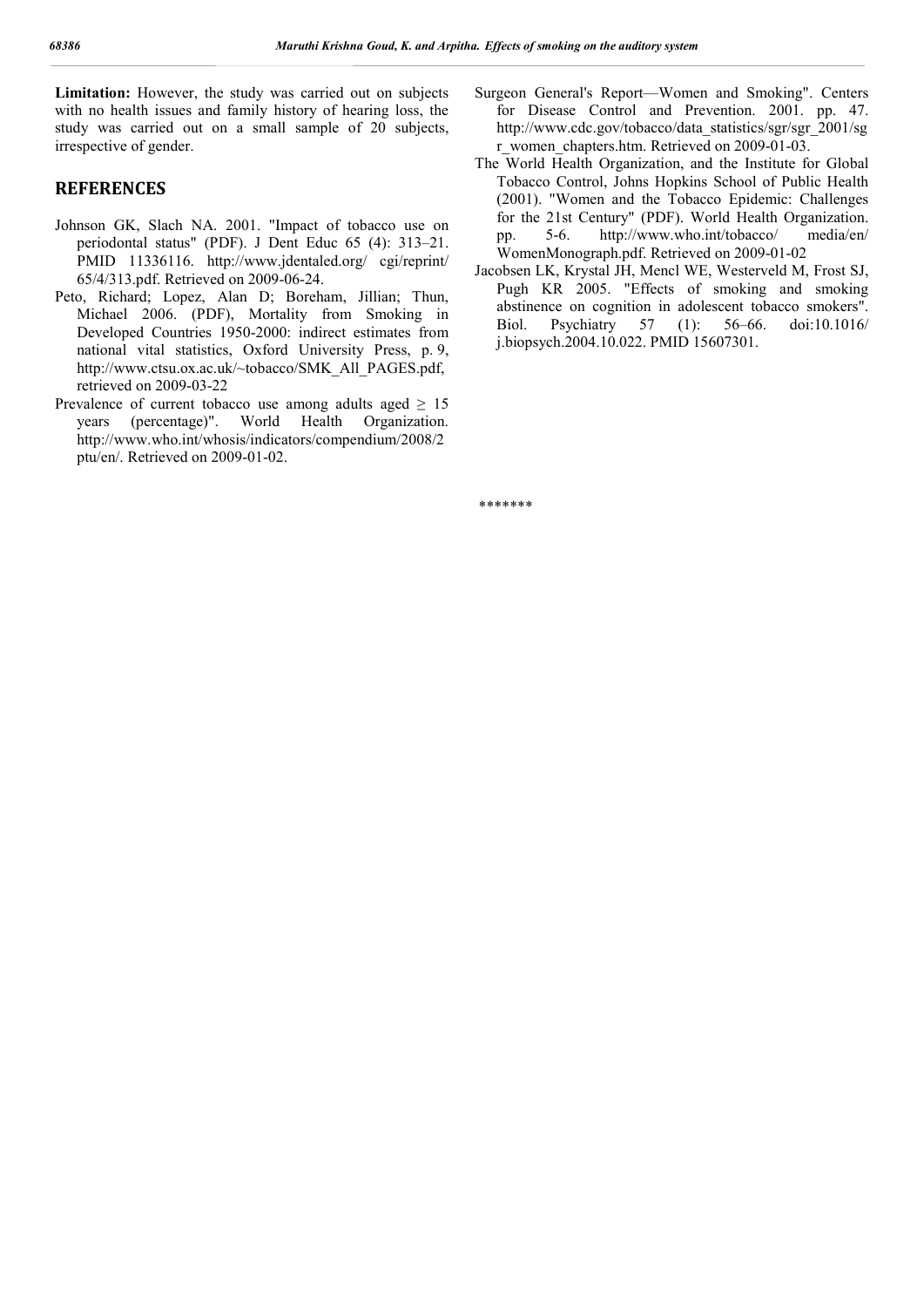**Limitation:** However, the study was carried out on subjects with no health issues and family history of hearing loss, the study was carried out on a small sample of 20 subjects, irrespective of gender.

## REFERENCES

Johnson GK, Slach NA. 2001. "Impact of tobacco use on periodontal status" (PDF). J Dent Educ 65 (4): 313–21. PMID 11336116. http://www.jdentaled.org/ cgi/reprint/ 65/4/313.pdf. Retrieved on 2009-06-24.

Peto, Richard; Lopez, Alan D; Boreham, Jillian; Thun, Michael 2006. (PDF), Mortality from Smoking in Developed Countries 1950-2000: indirect estimates from national vital statistics, Oxford University Press, p. 9, http://www.ctsu.ox.ac.uk/~tobacco/SMK_All_PAGES.pdf, retrieved on 2009-03-22

Prevalence of current tobacco use among adults aged ≥ 15 years (percentage)". World Health Organization. http://www.who.int/whosis/indicators/compendium/2008/2ptu/en/. Retrieved on 2009-01-02.

Surgeon General's Report—Women and Smoking". Centers for Disease Control and Prevention. 2001. pp. 47. http://www.cdc.gov/tobacco/data_statistics/sgr/sgr_2001/sgr_women_chapters.htm. Retrieved on 2009-01-03.

The World Health Organization, and the Institute for Global Tobacco Control, Johns Hopkins School of Public Health (2001). "Women and the Tobacco Epidemic: Challenges for the 21st Century" (PDF). World Health Organization. pp. 5-6. http://www.who.int/tobacco/ media/en/ WomenMonograph.pdf. Retrieved on 2009-01-02

Jacobsen LK, Krystal JH, Mencl WE, Westerveld M, Frost SJ, Pugh KR 2005. "Effects of smoking and smoking abstinence on cognition in adolescent tobacco smokers". Biol. Psychiatry 57 (1): 56–66. doi:10.1016/ j.biopsych.2004.10.022. PMID 15607301.

*******